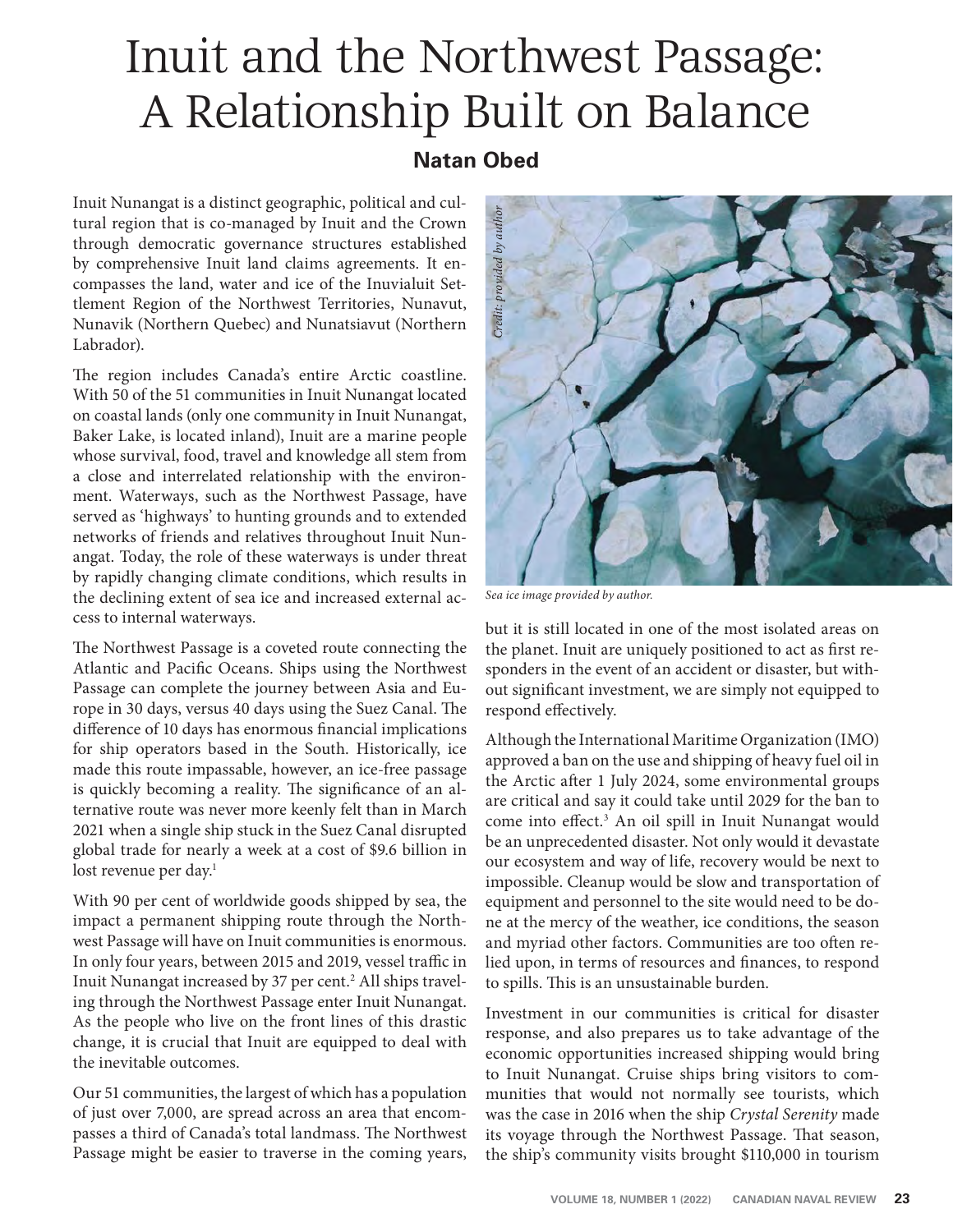# Inuit and the Northwest Passage: A Relationship Built on Balance

**Natan Obed**

Inuit Nunangat is a distinct geographic, political and cultural region that is co-managed by Inuit and the Crown through democratic governance structures established by comprehensive Inuit land claims agreements. It encompasses the land, water and ice of the Inuvialuit Settlement Region of the Northwest Territories, Nunavut, Nunavik (Northern Quebec) and Nunatsiavut (Northern Labrador).

The region includes Canada's entire Arctic coastline. With 50 of the 51 communities in Inuit Nunangat located on coastal lands (only one community in Inuit Nunangat, Baker Lake, is located inland), Inuit are a marine people whose survival, food, travel and knowledge all stem from a close and interrelated relationship with the environment. Waterways, such as the Northwest Passage, have served as 'highways' to hunting grounds and to extended networks of friends and relatives throughout Inuit Nunangat. Today, the role of these waterways is under threat by rapidly changing climate conditions, which results in the declining extent of sea ice and increased external access to internal waterways.

The Northwest Passage is a coveted route connecting the Atlantic and Pacific Oceans. Ships using the Northwest Passage can complete the journey between Asia and Europe in 30 days, versus 40 days using the Suez Canal. The difference of 10 days has enormous financial implications for ship operators based in the South. Historically, ice made this route impassable, however, an ice-free passage is quickly becoming a reality. The significance of an alternative route was never more keenly felt than in March 2021 when a single ship stuck in the Suez Canal disrupted global trade for nearly a week at a cost of $9.6 billion in lost revenue per day.[1]

With 90 per cent of worldwide goods shipped by sea, the impact a permanent shipping route through the Northwest Passage will have on Inuit communities is enormous. In only four years, between 2015 and 2019, vessel traffic in Inuit Nunangat increased by 37 per cent.[2] All ships traveling through the Northwest Passage enter Inuit Nunangat. As the people who live on the front lines of this drastic change, it is crucial that Inuit are equipped to deal with the inevitable outcomes.

Our 51 communities, the largest of which has a population of just over 7,000, are spread across an area that encompasses a third of Canada's total landmass. The Northwest Passage might be easier to traverse in the coming years, but it is still located in one of the most isolated areas on the planet. Inuit are uniquely positioned to act as first responders in the event of an accident or disaster, but without significant investment, we are simply not equipped to respond effectively.

*Credit: provided by author*

*Sea ice image provided by author.*

Although the International Maritime Organization (IMO) approved a ban on the use and shipping of heavy fuel oil in the Arctic after 1 July 2024, some environmental groups are critical and say it could take until 2029 for the ban to come into effect.[3] An oil spill in Inuit Nunangat would be an unprecedented disaster. Not only would it devastate our ecosystem and way of life, recovery would be next to impossible. Cleanup would be slow and transportation of equipment and personnel to the site would need to be done at the mercy of the weather, ice conditions, the season and myriad other factors. Communities are too often relied upon, in terms of resources and finances, to respond to spills. This is an unsustainable burden.

Investment in our communities is critical for disaster response, and also prepares us to take advantage of the economic opportunities increased shipping would bring to Inuit Nunangat. Cruise ships bring visitors to communities that would not normally see tourists, which was the case in 2016 when the ship *Crystal Serenity* made its voyage through the Northwest Passage. That season, the ship's community visits brought $110,000 in tourism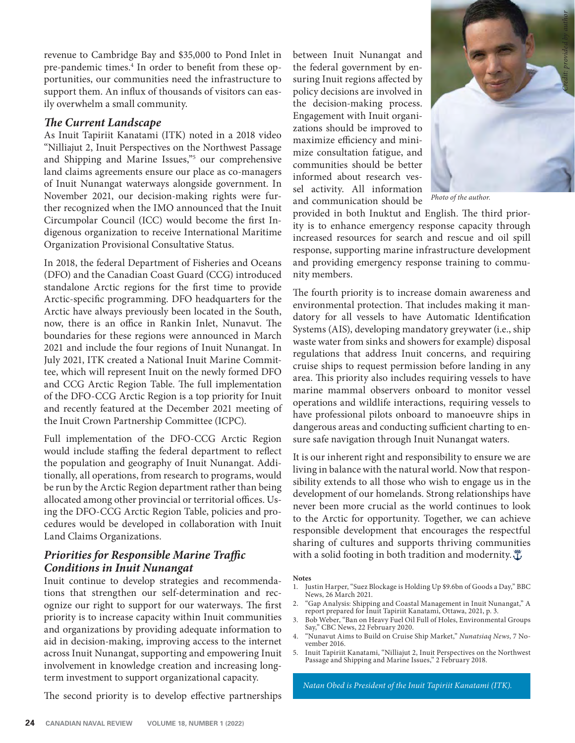revenue to Cambridge Bay and $35,000 to Pond Inlet in pre-pandemic times.[4] In order to benefit from these opportunities, our communities need the infrastructure to support them. An influx of thousands of visitors can easily overwhelm a small community.

### *The Current Landscape*

As Inuit Tapiriit Kanatami (ITK) noted in a 2018 video "Nilliajut 2, Inuit Perspectives on the Northwest Passage and Shipping and Marine Issues,"[5] our comprehensive land claims agreements ensure our place as co-managers of Inuit Nunangat waterways alongside government. In November 2021, our decision-making rights were further recognized when the IMO announced that the Inuit Circumpolar Council (ICC) would become the first Indigenous organization to receive International Maritime Organization Provisional Consultative Status.

In 2018, the federal Department of Fisheries and Oceans (DFO) and the Canadian Coast Guard (CCG) introduced standalone Arctic regions for the first time to provide Arctic-specific programming. DFO headquarters for the Arctic have always previously been located in the South, now, there is an office in Rankin Inlet, Nunavut. The boundaries for these regions were announced in March 2021 and include the four regions of Inuit Nunangat. In July 2021, ITK created a National Inuit Marine Committee, which will represent Inuit on the newly formed DFO and CCG Arctic Region Table. The full implementation of the DFO-CCG Arctic Region is a top priority for Inuit and recently featured at the December 2021 meeting of the Inuit Crown Partnership Committee (ICPC).

Full implementation of the DFO-CCG Arctic Region would include staffing the federal department to reflect the population and geography of Inuit Nunangat. Additionally, all operations, from research to programs, would be run by the Arctic Region department rather than being allocated among other provincial or territorial offices. Using the DFO-CCG Arctic Region Table, policies and procedures would be developed in collaboration with Inuit Land Claims Organizations.

### *Priorities for Responsible Marine Traffic Conditions in Inuit Nunangat*

Inuit continue to develop strategies and recommendations that strengthen our self-determination and recognize our right to support for our waterways. The first priority is to increase capacity within Inuit communities and organizations by providing adequate information to aid in decision-making, improving access to the internet across Inuit Nunangat, supporting and empowering Inuit involvement in knowledge creation and increasing long-term investment to support organizational capacity.

The second priority is to develop effective partnerships between Inuit Nunangat and the federal government by ensuring Inuit regions affected by policy decisions are involved in the decision-making process. Engagement with Inuit organizations should be improved to maximize efficiency and minimize consultation fatigue, and communities should be better informed about research vessel activity. All information and communication should be provided in both Inuktut and English. The third priority is to enhance emergency response capacity through increased resources for search and rescue and oil spill response, supporting marine infrastructure development and providing emergency response training to community members.

Credit: provided by author

*Photo of the author.*

The fourth priority is to increase domain awareness and environmental protection. That includes making it mandatory for all vessels to have Automatic Identification Systems (AIS), developing mandatory greywater (i.e., ship waste water from sinks and showers for example) disposal regulations that address Inuit concerns, and requiring cruise ships to request permission before landing in any area. This priority also includes requiring vessels to have marine mammal observers onboard to monitor vessel operations and wildlife interactions, requiring vessels to have professional pilots onboard to manoeuvre ships in dangerous areas and conducting sufficient charting to ensure safe navigation through Inuit Nunangat waters.

It is our inherent right and responsibility to ensure we are living in balance with the natural world. Now that responsibility extends to all those who wish to engage us in the development of our homelands. Strong relationships have never been more crucial as the world continues to look to the Arctic for opportunity. Together, we can achieve responsible development that encourages the respectful sharing of cultures and supports thriving communities with a solid footing in both tradition and modernity.

**Notes**

1. Justin Harper, "Suez Blockage is Holding Up $9.6bn of Goods a Day," BBC News, 26 March 2021.
2. "Gap Analysis: Shipping and Coastal Management in Inuit Nunangat," A report prepared for Inuit Tapiriit Kanatami, Ottawa, 2021, p. 3.
3. Bob Weber, "Ban on Heavy Fuel Oil Full of Holes, Environmental Groups Say," CBC News, 22 February 2020.
4. "Nunavut Aims to Build on Cruise Ship Market," *Nunatsiaq News*, 7 November 2016.
5. Inuit Tapiriit Kanatami, "Nilliajut 2, Inuit Perspectives on the Northwest Passage and Shipping and Marine Issues," 2 February 2018.

*Natan Obed is President of the Inuit Tapiriit Kanatami (ITK).*